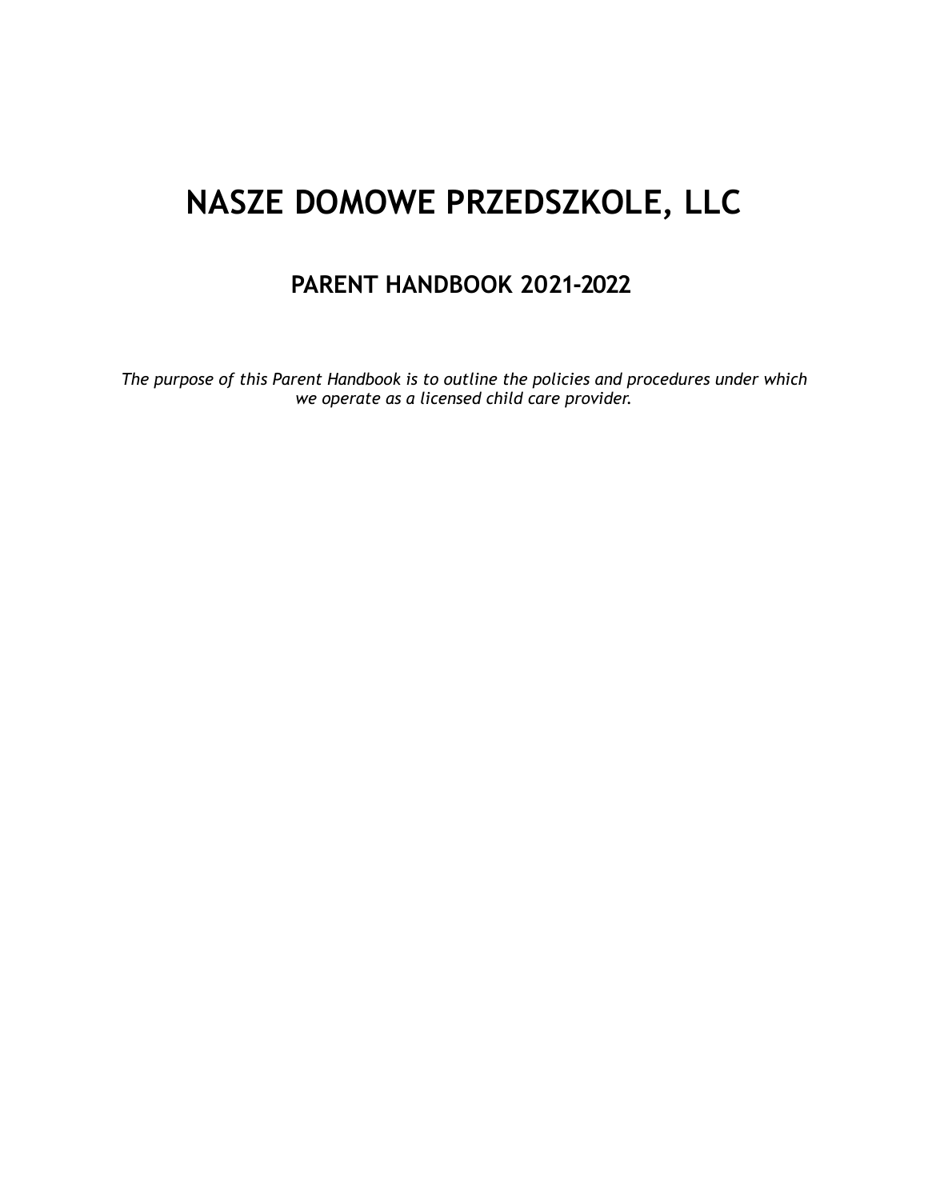# NASZE DOMOWE PRZEDSZKOLE, LLC

## PARENT HANDBOOK 2021-2022

*The purpose of this Parent Handbook is to outline the policies and procedures under which we operate as a licensed child care provider.*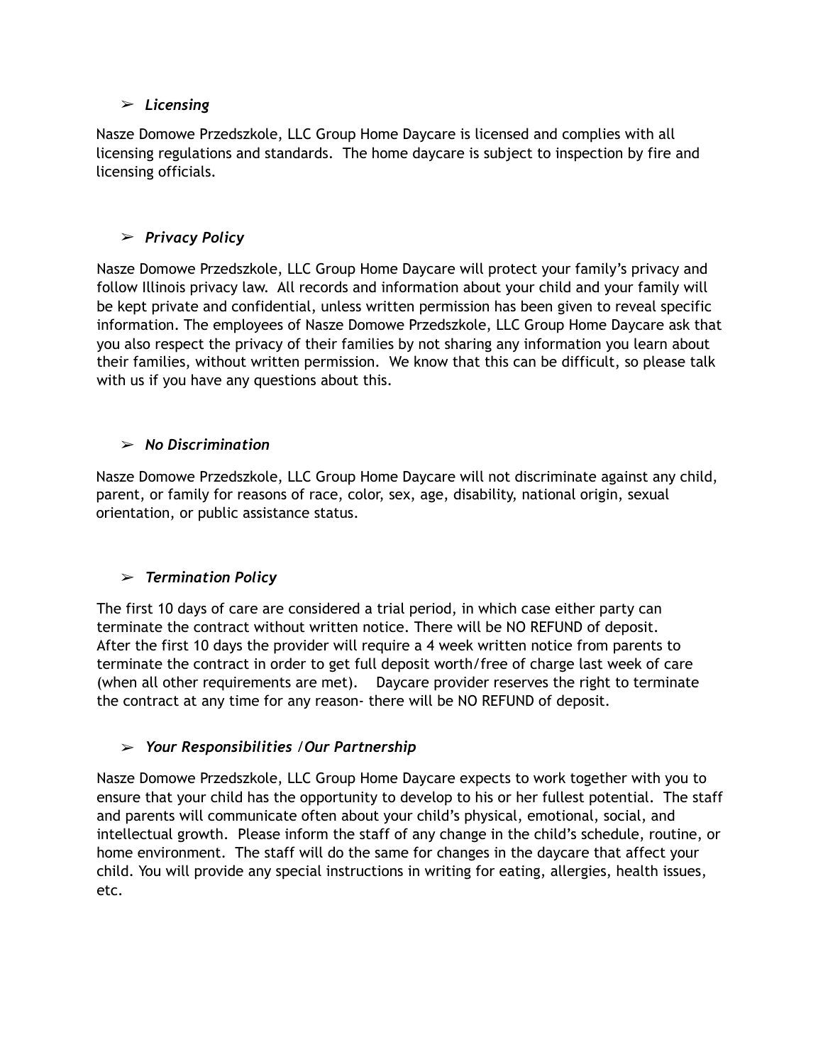- ***Licensing***

Nasze Domowe Przedszkole, LLC Group Home Daycare is licensed and complies with all licensing regulations and standards. The home daycare is subject to inspection by fire and licensing officials.

- ***Privacy Policy***

Nasze Domowe Przedszkole, LLC Group Home Daycare will protect your family's privacy and follow Illinois privacy law. All records and information about your child and your family will be kept private and confidential, unless written permission has been given to reveal specific information. The employees of Nasze Domowe Przedszkole, LLC Group Home Daycare ask that you also respect the privacy of their families by not sharing any information you learn about their families, without written permission. We know that this can be difficult, so please talk with us if you have any questions about this.

- ***No Discrimination***

Nasze Domowe Przedszkole, LLC Group Home Daycare will not discriminate against any child, parent, or family for reasons of race, color, sex, age, disability, national origin, sexual orientation, or public assistance status.

- ***Termination Policy***

The first 10 days of care are considered a trial period, in which case either party can terminate the contract without written notice. There will be NO REFUND of deposit.
After the first 10 days the provider will require a 4 week written notice from parents to terminate the contract in order to get full deposit worth/free of charge last week of care (when all other requirements are met). Daycare provider reserves the right to terminate the contract at any time for any reason- there will be NO REFUND of deposit.

- ***Your Responsibilities /Our Partnership***

Nasze Domowe Przedszkole, LLC Group Home Daycare expects to work together with you to ensure that your child has the opportunity to develop to his or her fullest potential. The staff and parents will communicate often about your child's physical, emotional, social, and intellectual growth. Please inform the staff of any change in the child's schedule, routine, or home environment. The staff will do the same for changes in the daycare that affect your child. You will provide any special instructions in writing for eating, allergies, health issues, etc.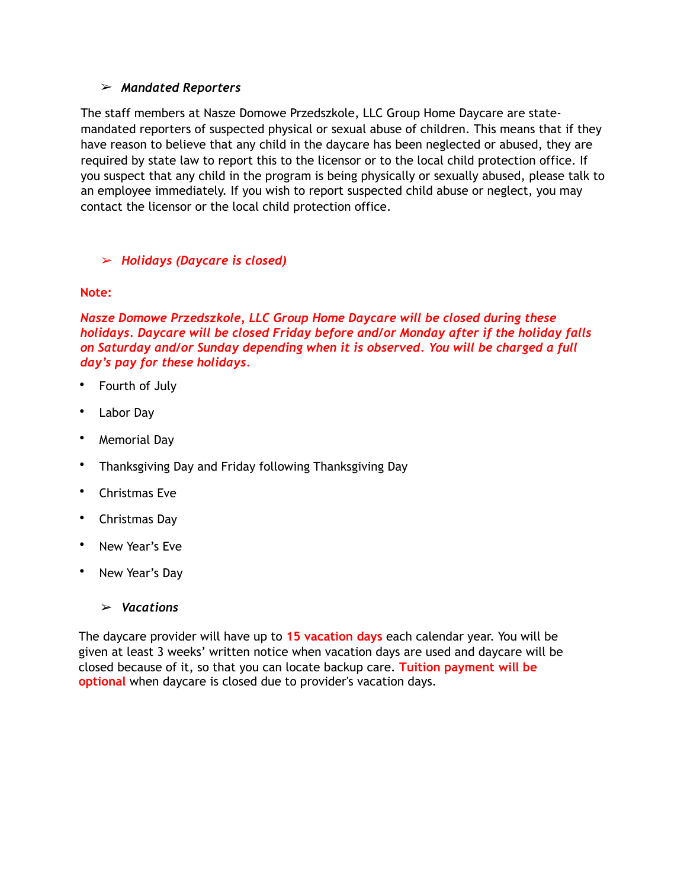### ➢ *Mandated Reporters*

The staff members at Nasze Domowe Przedszkole, LLC Group Home Daycare are state-mandated reporters of suspected physical or sexual abuse of children. This means that if they have reason to believe that any child in the daycare has been neglected or abused, they are required by state law to report this to the licensor or to the local child protection office. If you suspect that any child in the program is being physically or sexually abused, please talk to an employee immediately. If you wish to report suspected child abuse or neglect, you may contact the licensor or the local child protection office.

### ➢ *Holidays (Daycare is closed)*

**Note:**

***Nasze Domowe Przedszkole, LLC Group Home Daycare will be closed during these holidays. Daycare will be closed Friday before and/or Monday after if the holiday falls on Saturday and/or Sunday depending when it is observed. You will be charged a full day's pay for these holidays.***

- Fourth of July
- Labor Day
- Memorial Day
- Thanksgiving Day and Friday following Thanksgiving Day
- Christmas Eve
- Christmas Day
- New Year's Eve
- New Year's Day

### ➢ *Vacations*

The daycare provider will have up to **15 vacation days** each calendar year. You will be given at least 3 weeks' written notice when vacation days are used and daycare will be closed because of it, so that you can locate backup care. **Tuition payment will be optional** when daycare is closed due to provider's vacation days.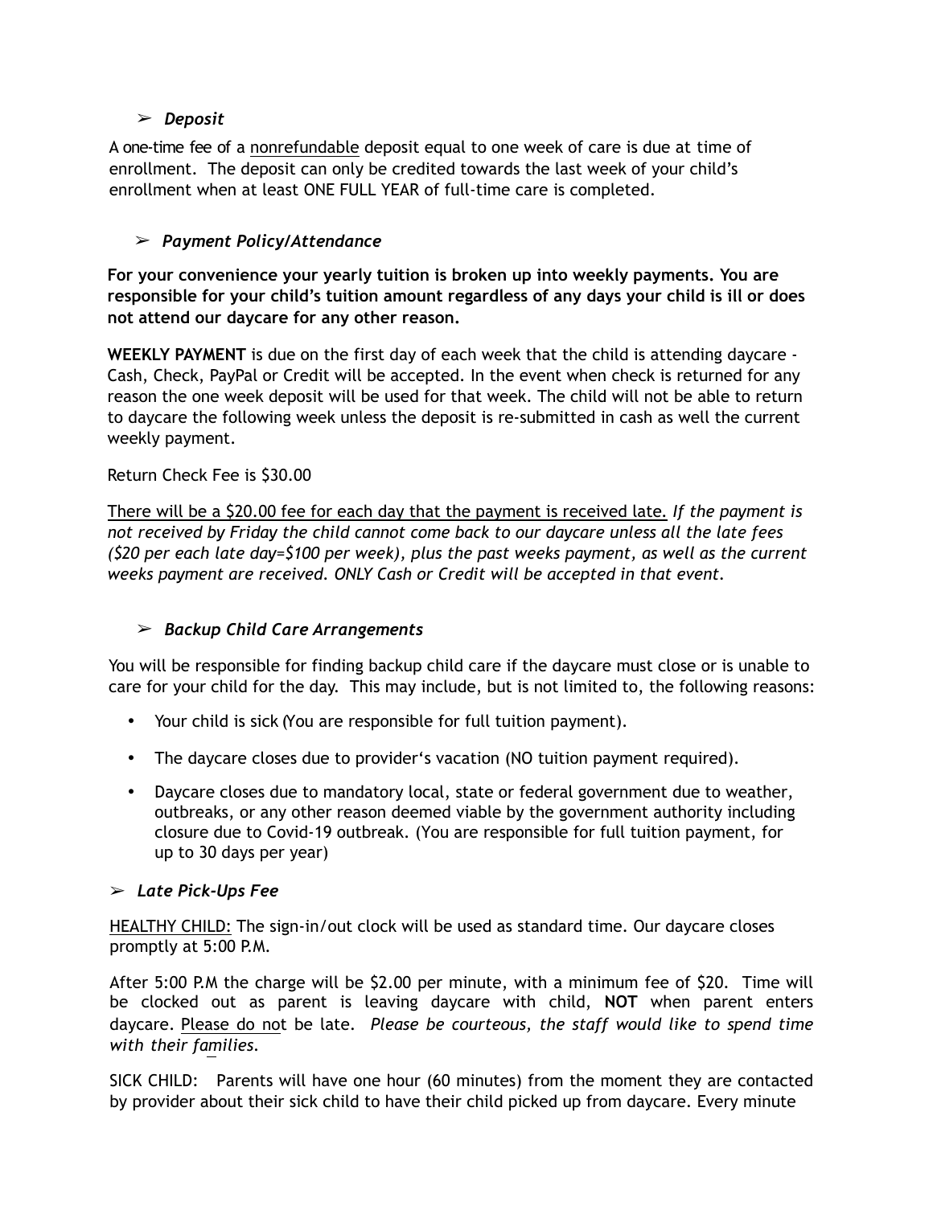### ➢ *Deposit*

A one-time fee of a nonrefundable deposit equal to one week of care is due at time of enrollment. The deposit can only be credited towards the last week of your child's enrollment when at least ONE FULL YEAR of full-time care is completed.

### ➢ *Payment Policy/Attendance*

**For your convenience your yearly tuition is broken up into weekly payments. You are responsible for your child's tuition amount regardless of any days your child is ill or does not attend our daycare for any other reason.**

**WEEKLY PAYMENT** is due on the first day of each week that the child is attending daycare - Cash, Check, PayPal or Credit will be accepted. In the event when check is returned for any reason the one week deposit will be used for that week. The child will not be able to return to daycare the following week unless the deposit is re-submitted in cash as well the current weekly payment.

Return Check Fee is $30.00

There will be a $20.00 fee for each day that the payment is received late. *If the payment is not received by Friday the child cannot come back to our daycare unless all the late fees ($20 per each late day=$100 per week), plus the past weeks payment, as well as the current weeks payment are received. ONLY Cash or Credit will be accepted in that event.*

### ➢ *Backup Child Care Arrangements*

You will be responsible for finding backup child care if the daycare must close or is unable to care for your child for the day. This may include, but is not limited to, the following reasons:

- Your child is sick (You are responsible for full tuition payment).
- The daycare closes due to provider's vacation (NO tuition payment required).
- Daycare closes due to mandatory local, state or federal government due to weather, outbreaks, or any other reason deemed viable by the government authority including closure due to Covid-19 outbreak. (You are responsible for full tuition payment, for up to 30 days per year)

### ➢ *Late Pick-Ups Fee*

HEALTHY CHILD: The sign-in/out clock will be used as standard time. Our daycare closes promptly at 5:00 P.M.

After 5:00 P.M the charge will be $2.00 per minute, with a minimum fee of $20. Time will be clocked out as parent is leaving daycare with child, **NOT** when parent enters daycare. Please do not be late. *Please be courteous, the staff would like to spend time with their families.*

SICK CHILD: Parents will have one hour (60 minutes) from the moment they are contacted by provider about their sick child to have their child picked up from daycare. Every minute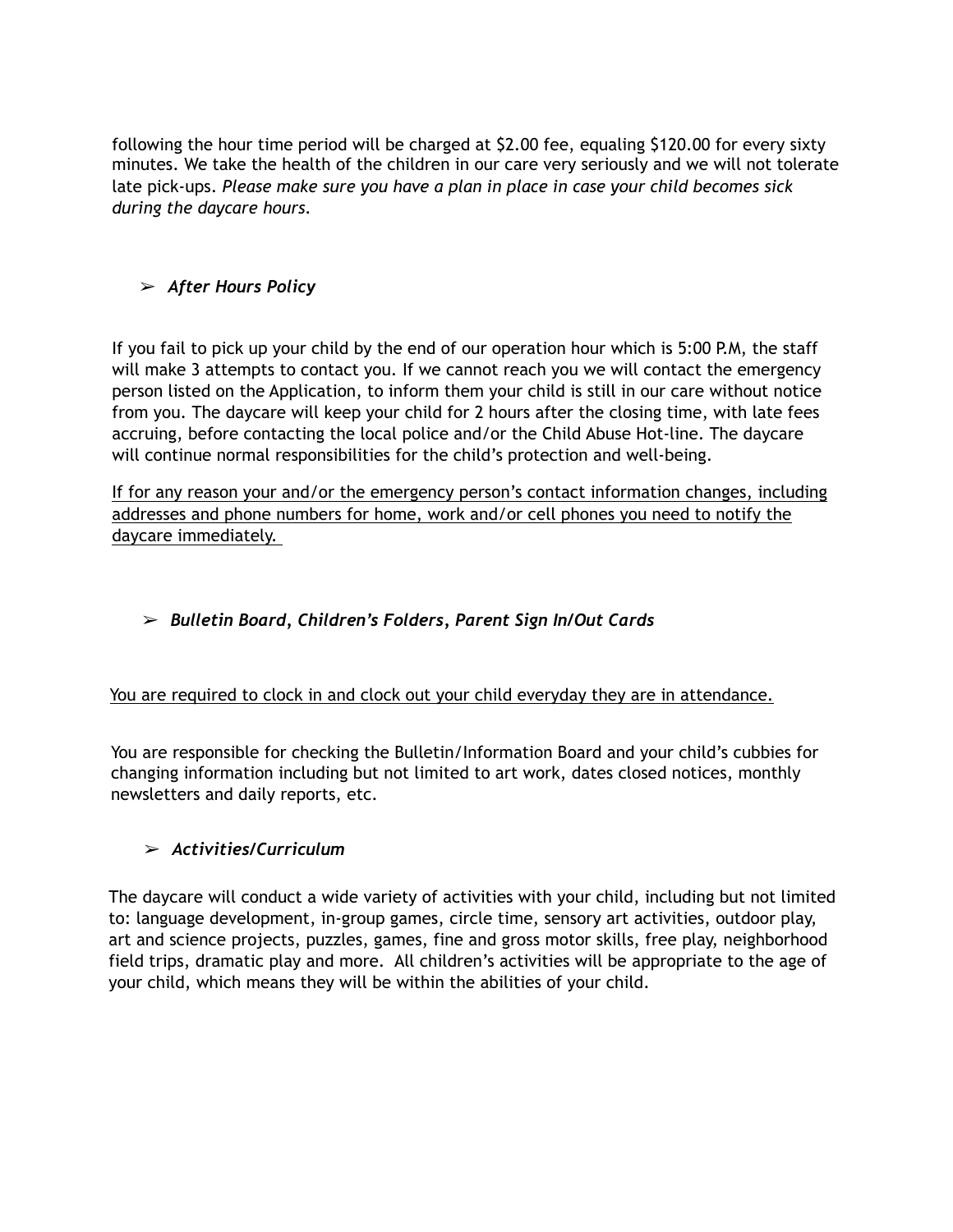following the hour time period will be charged at $2.00 fee, equaling $120.00 for every sixty minutes. We take the health of the children in our care very seriously and we will not tolerate late pick-ups. *Please make sure you have a plan in place in case your child becomes sick during the daycare hours.*

- ***After Hours Policy***

If you fail to pick up your child by the end of our operation hour which is 5:00 P.M, the staff will make 3 attempts to contact you. If we cannot reach you we will contact the emergency person listed on the Application, to inform them your child is still in our care without notice from you. The daycare will keep your child for 2 hours after the closing time, with late fees accruing, before contacting the local police and/or the Child Abuse Hot-line. The daycare will continue normal responsibilities for the child's protection and well-being.

<u>If for any reason your and/or the emergency person's contact information changes, including addresses and phone numbers for home, work and/or cell phones you need to notify the daycare immediately.</u>

- ***Bulletin Board, Children's Folders, Parent Sign In/Out Cards***

<u>You are required to clock in and clock out your child everyday they are in attendance.</u>

You are responsible for checking the Bulletin/Information Board and your child's cubbies for changing information including but not limited to art work, dates closed notices, monthly newsletters and daily reports, etc.

- ***Activities/Curriculum***

The daycare will conduct a wide variety of activities with your child, including but not limited to: language development, in-group games, circle time, sensory art activities, outdoor play, art and science projects, puzzles, games, fine and gross motor skills, free play, neighborhood field trips, dramatic play and more. All children's activities will be appropriate to the age of your child, which means they will be within the abilities of your child.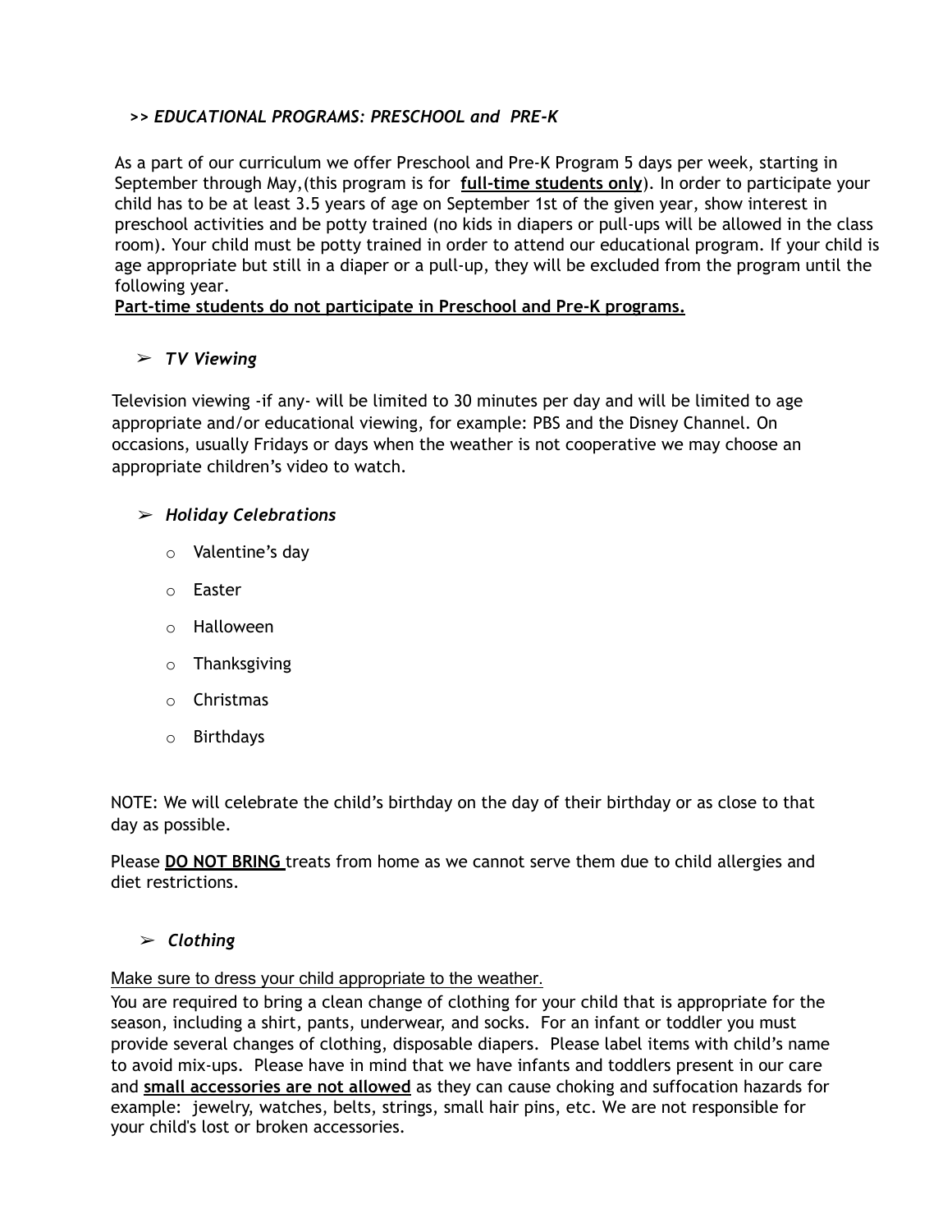## >> *EDUCATIONAL PROGRAMS: PRESCHOOL and PRE-K*

As a part of our curriculum we offer Preschool and Pre-K Program 5 days per week, starting in September through May,(this program is for **full-time students only**). In order to participate your child has to be at least 3.5 years of age on September 1st of the given year, show interest in preschool activities and be potty trained (no kids in diapers or pull-ups will be allowed in the class room). Your child must be potty trained in order to attend our educational program. If your child is age appropriate but still in a diaper or a pull-up, they will be excluded from the program until the following year.

**Part-time students do not participate in Preschool and Pre-K programs.**

### ➢ *TV Viewing*

Television viewing -if any- will be limited to 30 minutes per day and will be limited to age appropriate and/or educational viewing, for example: PBS and the Disney Channel. On occasions, usually Fridays or days when the weather is not cooperative we may choose an appropriate children's video to watch.

### ➢ *Holiday Celebrations*

- Valentine's day
- Easter
- Halloween
- Thanksgiving
- Christmas
- Birthdays

NOTE: We will celebrate the child's birthday on the day of their birthday or as close to that day as possible.

Please **DO NOT BRING** treats from home as we cannot serve them due to child allergies and diet restrictions.

### ➢ *Clothing*

Make sure to dress your child appropriate to the weather.

You are required to bring a clean change of clothing for your child that is appropriate for the season, including a shirt, pants, underwear, and socks. For an infant or toddler you must provide several changes of clothing, disposable diapers. Please label items with child's name to avoid mix-ups. Please have in mind that we have infants and toddlers present in our care and **small accessories are not allowed** as they can cause choking and suffocation hazards for example: jewelry, watches, belts, strings, small hair pins, etc. We are not responsible for your child's lost or broken accessories.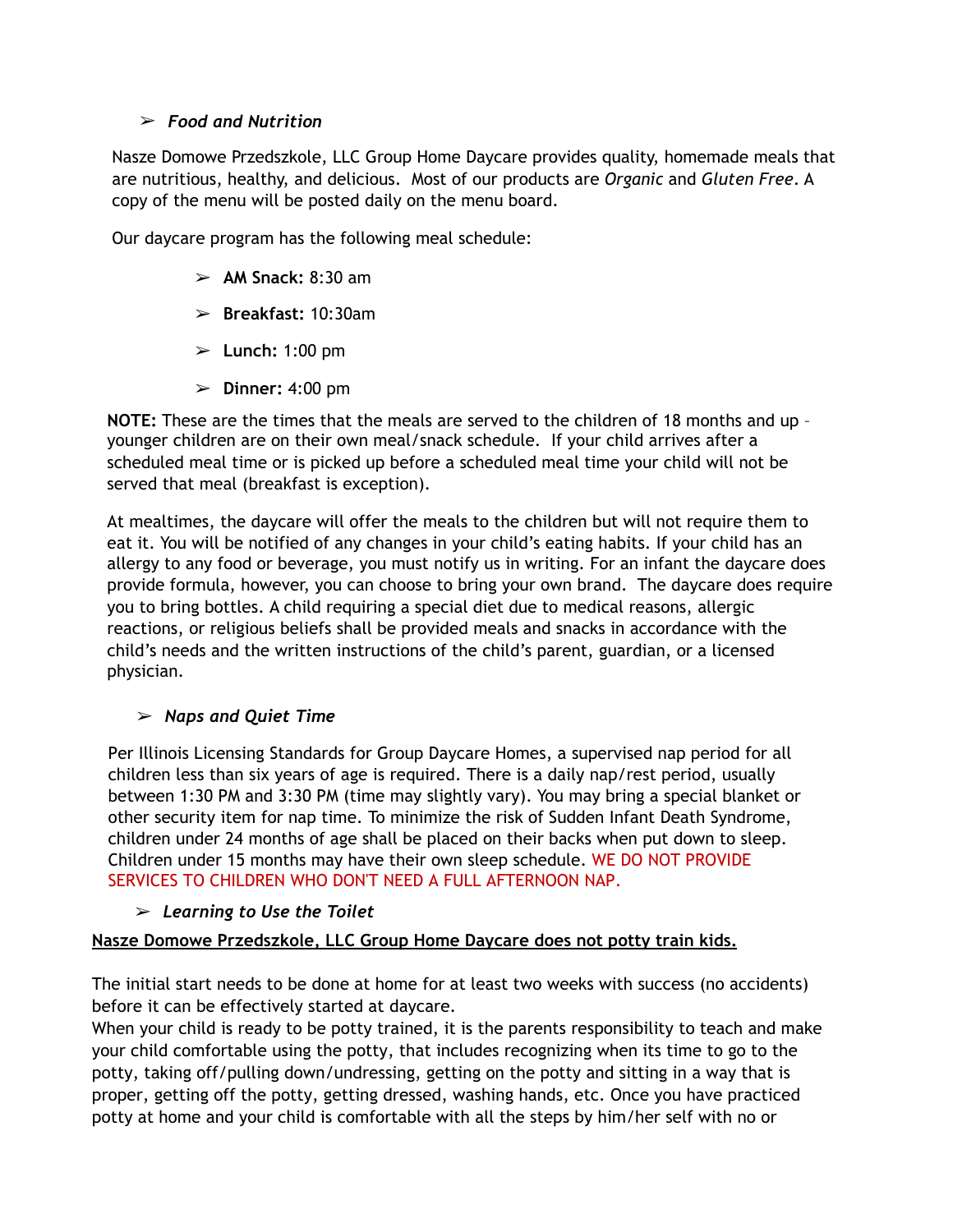## ➢ *Food and Nutrition*

Nasze Domowe Przedszkole, LLC Group Home Daycare provides quality, homemade meals that are nutritious, healthy, and delicious. Most of our products are *Organic* and *Gluten Free*. A copy of the menu will be posted daily on the menu board.

Our daycare program has the following meal schedule:

- **AM Snack:** 8:30 am
- **Breakfast:** 10:30am
- **Lunch:** 1:00 pm
- **Dinner:** 4:00 pm

**NOTE:** These are the times that the meals are served to the children of 18 months and up – younger children are on their own meal/snack schedule. If your child arrives after a scheduled meal time or is picked up before a scheduled meal time your child will not be served that meal (breakfast is exception).

At mealtimes, the daycare will offer the meals to the children but will not require them to eat it. You will be notified of any changes in your child's eating habits. If your child has an allergy to any food or beverage, you must notify us in writing. For an infant the daycare does provide formula, however, you can choose to bring your own brand. The daycare does require you to bring bottles. A child requiring a special diet due to medical reasons, allergic reactions, or religious beliefs shall be provided meals and snacks in accordance with the child's needs and the written instructions of the child's parent, guardian, or a licensed physician.

## ➢ *Naps and Quiet Time*

Per Illinois Licensing Standards for Group Daycare Homes, a supervised nap period for all children less than six years of age is required. There is a daily nap/rest period, usually between 1:30 PM and 3:30 PM (time may slightly vary). You may bring a special blanket or other security item for nap time. To minimize the risk of Sudden Infant Death Syndrome, children under 24 months of age shall be placed on their backs when put down to sleep. Children under 15 months may have their own sleep schedule. WE DO NOT PROVIDE SERVICES TO CHILDREN WHO DON'T NEED A FULL AFTERNOON NAP.

## ➢ *Learning to Use the Toilet*

**Nasze Domowe Przedszkole, LLC Group Home Daycare does not potty train kids.**

The initial start needs to be done at home for at least two weeks with success (no accidents) before it can be effectively started at daycare.
When your child is ready to be potty trained, it is the parents responsibility to teach and make your child comfortable using the potty, that includes recognizing when its time to go to the potty, taking off/pulling down/undressing, getting on the potty and sitting in a way that is proper, getting off the potty, getting dressed, washing hands, etc. Once you have practiced potty at home and your child is comfortable with all the steps by him/her self with no or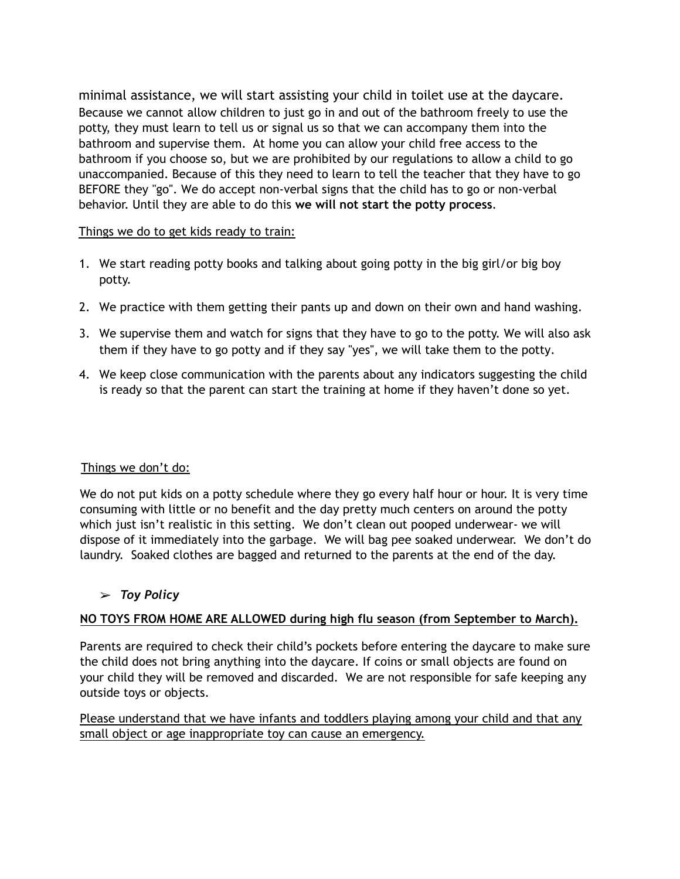minimal assistance, we will start assisting your child in toilet use at the daycare. Because we cannot allow children to just go in and out of the bathroom freely to use the potty, they must learn to tell us or signal us so that we can accompany them into the bathroom and supervise them. At home you can allow your child free access to the bathroom if you choose so, but we are prohibited by our regulations to allow a child to go unaccompanied. Because of this they need to learn to tell the teacher that they have to go BEFORE they "go". We do accept non-verbal signs that the child has to go or non-verbal behavior. Until they are able to do this **we will not start the potty process**.

<u>Things we do to get kids ready to train:</u>

1. We start reading potty books and talking about going potty in the big girl/or big boy potty.
2. We practice with them getting their pants up and down on their own and hand washing.
3. We supervise them and watch for signs that they have to go to the potty. We will also ask them if they have to go potty and if they say "yes", we will take them to the potty.
4. We keep close communication with the parents about any indicators suggesting the child is ready so that the parent can start the training at home if they haven't done so yet.

<u>Things we don't do:</u>

We do not put kids on a potty schedule where they go every half hour or hour. It is very time consuming with little or no benefit and the day pretty much centers on around the potty which just isn't realistic in this setting. We don't clean out pooped underwear- we will dispose of it immediately into the garbage. We will bag pee soaked underwear. We don't do laundry. Soaked clothes are bagged and returned to the parents at the end of the day.

- ***Toy Policy***

<u>**NO TOYS FROM HOME ARE ALLOWED during high flu season (from September to March).**</u>

Parents are required to check their child's pockets before entering the daycare to make sure the child does not bring anything into the daycare. If coins or small objects are found on your child they will be removed and discarded. We are not responsible for safe keeping any outside toys or objects.

<u>Please understand that we have infants and toddlers playing among your child and that any small object or age inappropriate toy can cause an emergency.</u>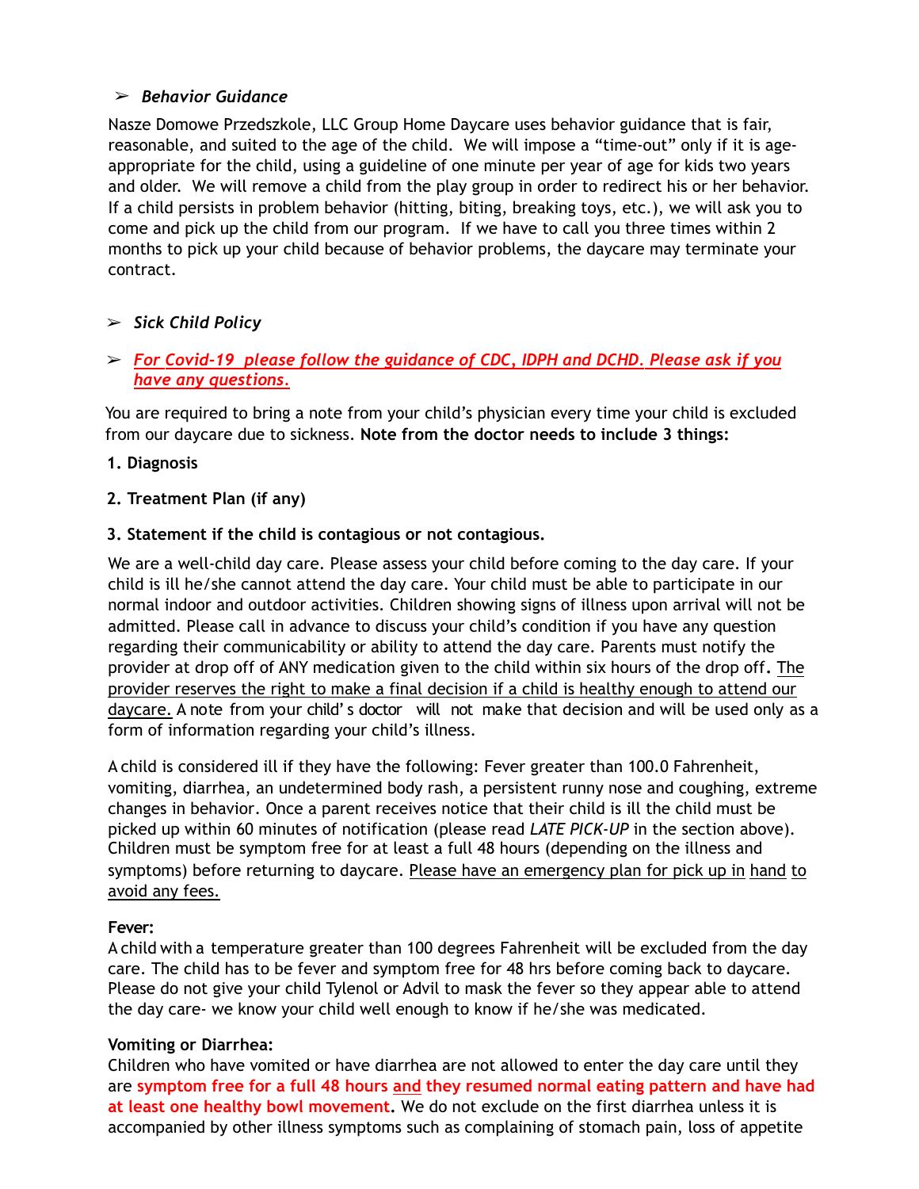- ***Behavior Guidance***

Nasze Domowe Przedszkole, LLC Group Home Daycare uses behavior guidance that is fair, reasonable, and suited to the age of the child. We will impose a "time-out" only if it is age-appropriate for the child, using a guideline of one minute per year of age for kids two years and older. We will remove a child from the play group in order to redirect his or her behavior. If a child persists in problem behavior (hitting, biting, breaking toys, etc.), we will ask you to come and pick up the child from our program. If we have to call you three times within 2 months to pick up your child because of behavior problems, the daycare may terminate your contract.

- ***Sick Child Policy***

- ***For Covid-19 please follow the guidance of CDC, IDPH and DCHD. Please ask if you have any questions.***

You are required to bring a note from your child's physician every time your child is excluded from our daycare due to sickness. **Note from the doctor needs to include 3 things:**

**1. Diagnosis**

**2. Treatment Plan (if any)**

**3. Statement if the child is contagious or not contagious.**

We are a well-child day care. Please assess your child before coming to the day care. If your child is ill he/she cannot attend the day care. Your child must be able to participate in our normal indoor and outdoor activities. Children showing signs of illness upon arrival will not be admitted. Please call in advance to discuss your child's condition if you have any question regarding their communicability or ability to attend the day care. Parents must notify the provider at drop off of ANY medication given to the child within six hours of the drop off. The provider reserves the right to make a final decision if a child is healthy enough to attend our daycare. A note from your child's doctor will not make that decision and will be used only as a form of information regarding your child's illness.

A child is considered ill if they have the following: Fever greater than 100.0 Fahrenheit, vomiting, diarrhea, an undetermined body rash, a persistent runny nose and coughing, extreme changes in behavior. Once a parent receives notice that their child is ill the child must be picked up within 60 minutes of notification (please read *LATE PICK-UP* in the section above). Children must be symptom free for at least a full 48 hours (depending on the illness and symptoms) before returning to daycare. Please have an emergency plan for pick up in hand to avoid any fees.

**Fever:**
A child with a temperature greater than 100 degrees Fahrenheit will be excluded from the day care. The child has to be fever and symptom free for 48 hrs before coming back to daycare. Please do not give your child Tylenol or Advil to mask the fever so they appear able to attend the day care- we know your child well enough to know if he/she was medicated.

**Vomiting or Diarrhea:**
Children who have vomited or have diarrhea are not allowed to enter the day care until they are **symptom free for a full 48 hours and they resumed normal eating pattern and have had at least one healthy bowl movement.** We do not exclude on the first diarrhea unless it is accompanied by other illness symptoms such as complaining of stomach pain, loss of appetite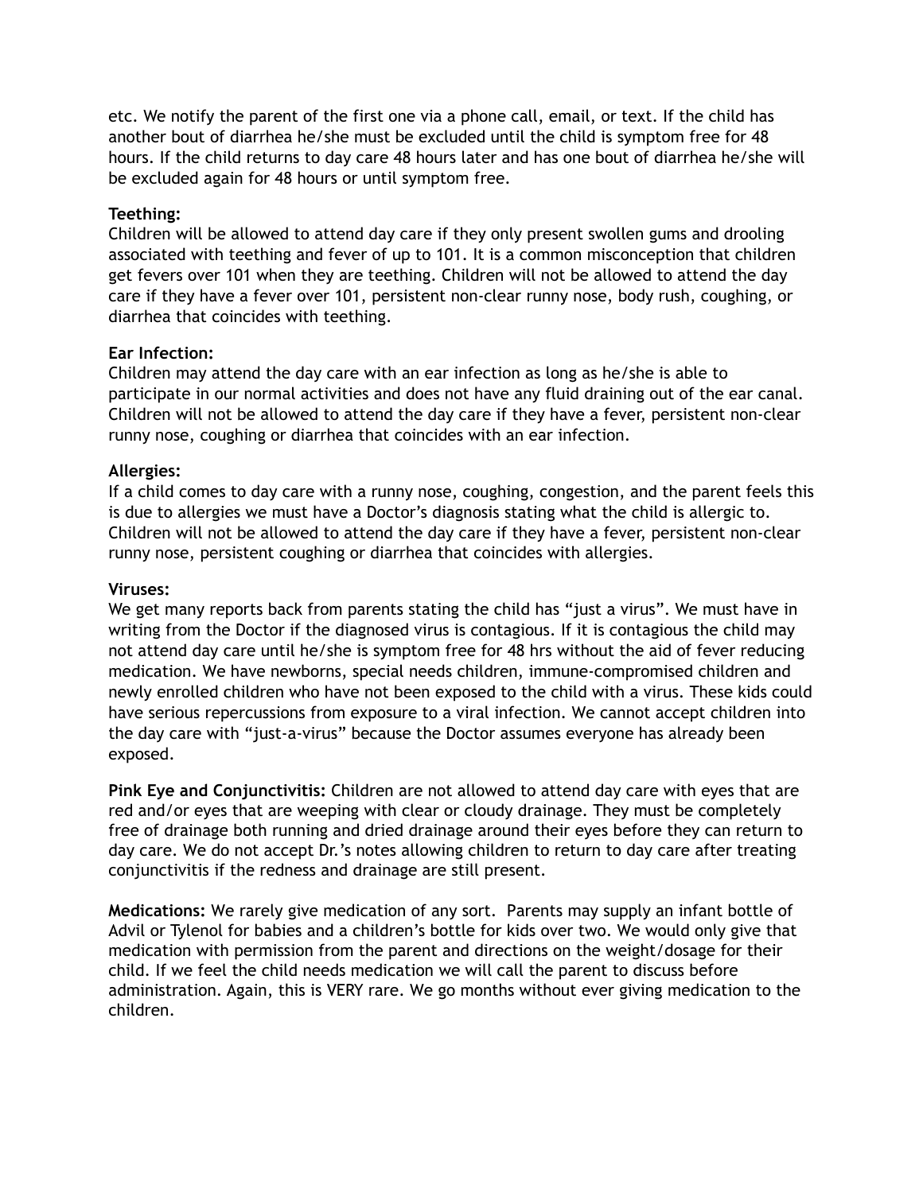etc. We notify the parent of the first one via a phone call, email, or text. If the child has another bout of diarrhea he/she must be excluded until the child is symptom free for 48 hours. If the child returns to day care 48 hours later and has one bout of diarrhea he/she will be excluded again for 48 hours or until symptom free.

**Teething:**
Children will be allowed to attend day care if they only present swollen gums and drooling associated with teething and fever of up to 101. It is a common misconception that children get fevers over 101 when they are teething. Children will not be allowed to attend the day care if they have a fever over 101, persistent non-clear runny nose, body rush, coughing, or diarrhea that coincides with teething.

**Ear Infection:**
Children may attend the day care with an ear infection as long as he/she is able to participate in our normal activities and does not have any fluid draining out of the ear canal. Children will not be allowed to attend the day care if they have a fever, persistent non-clear runny nose, coughing or diarrhea that coincides with an ear infection.

**Allergies:**
If a child comes to day care with a runny nose, coughing, congestion, and the parent feels this is due to allergies we must have a Doctor's diagnosis stating what the child is allergic to. Children will not be allowed to attend the day care if they have a fever, persistent non-clear runny nose, persistent coughing or diarrhea that coincides with allergies.

**Viruses:**
We get many reports back from parents stating the child has "just a virus". We must have in writing from the Doctor if the diagnosed virus is contagious. If it is contagious the child may not attend day care until he/she is symptom free for 48 hrs without the aid of fever reducing medication. We have newborns, special needs children, immune-compromised children and newly enrolled children who have not been exposed to the child with a virus. These kids could have serious repercussions from exposure to a viral infection. We cannot accept children into the day care with "just-a-virus" because the Doctor assumes everyone has already been exposed.

**Pink Eye and Conjunctivitis:** Children are not allowed to attend day care with eyes that are red and/or eyes that are weeping with clear or cloudy drainage. They must be completely free of drainage both running and dried drainage around their eyes before they can return to day care. We do not accept Dr.'s notes allowing children to return to day care after treating conjunctivitis if the redness and drainage are still present.

**Medications:** We rarely give medication of any sort. Parents may supply an infant bottle of Advil or Tylenol for babies and a children's bottle for kids over two. We would only give that medication with permission from the parent and directions on the weight/dosage for their child. If we feel the child needs medication we will call the parent to discuss before administration. Again, this is VERY rare. We go months without ever giving medication to the children.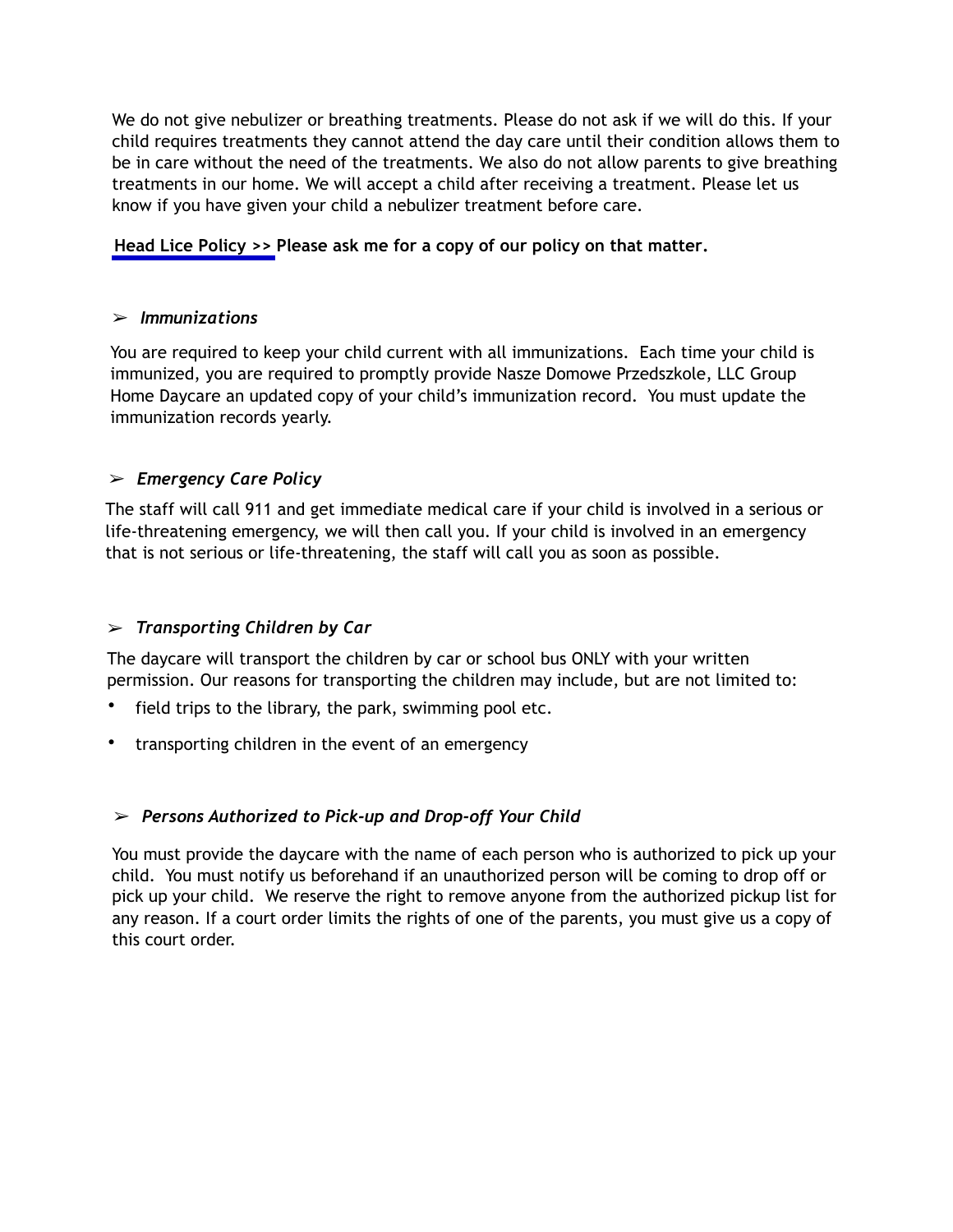We do not give nebulizer or breathing treatments. Please do not ask if we will do this. If your child requires treatments they cannot attend the day care until their condition allows them to be in care without the need of the treatments. We also do not allow parents to give breathing treatments in our home. We will accept a child after receiving a treatment. Please let us know if you have given your child a nebulizer treatment before care.

**Head Lice Policy >> Please ask me for a copy of our policy on that matter.**

### ➢ *Immunizations*

You are required to keep your child current with all immunizations. Each time your child is immunized, you are required to promptly provide Nasze Domowe Przedszkole, LLC Group Home Daycare an updated copy of your child's immunization record. You must update the immunization records yearly.

### ➢ *Emergency Care Policy*

The staff will call 911 and get immediate medical care if your child is involved in a serious or life-threatening emergency, we will then call you. If your child is involved in an emergency that is not serious or life-threatening, the staff will call you as soon as possible.

### ➢ *Transporting Children by Car*

The daycare will transport the children by car or school bus ONLY with your written permission. Our reasons for transporting the children may include, but are not limited to:

- field trips to the library, the park, swimming pool etc.
- transporting children in the event of an emergency

### ➢ *Persons Authorized to Pick-up and Drop-off Your Child*

You must provide the daycare with the name of each person who is authorized to pick up your child. You must notify us beforehand if an unauthorized person will be coming to drop off or pick up your child. We reserve the right to remove anyone from the authorized pickup list for any reason. If a court order limits the rights of one of the parents, you must give us a copy of this court order.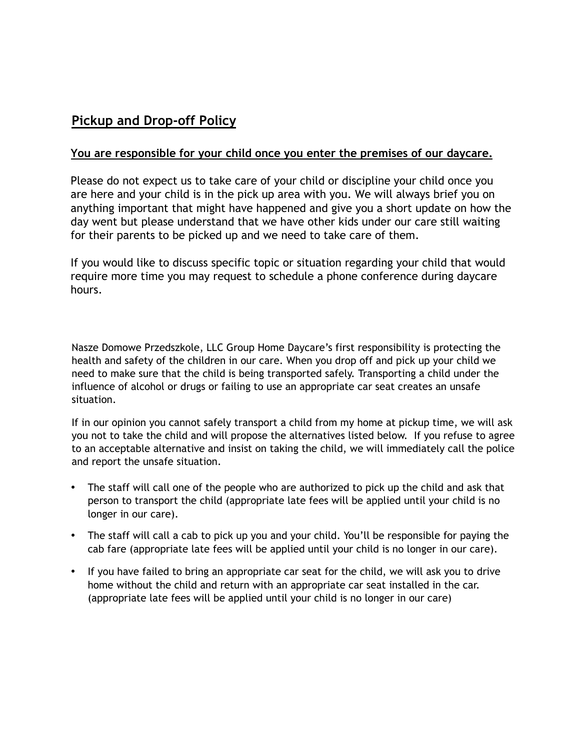## Pickup and Drop-off Policy

**You are responsible for your child once you enter the premises of our daycare.**

Please do not expect us to take care of your child or discipline your child once you are here and your child is in the pick up area with you. We will always brief you on anything important that might have happened and give you a short update on how the day went but please understand that we have other kids under our care still waiting for their parents to be picked up and we need to take care of them.

If you would like to discuss specific topic or situation regarding your child that would require more time you may request to schedule a phone conference during daycare hours.

Nasze Domowe Przedszkole, LLC Group Home Daycare's first responsibility is protecting the health and safety of the children in our care. When you drop off and pick up your child we need to make sure that the child is being transported safely. Transporting a child under the influence of alcohol or drugs or failing to use an appropriate car seat creates an unsafe situation.

If in our opinion you cannot safely transport a child from my home at pickup time, we will ask you not to take the child and will propose the alternatives listed below. If you refuse to agree to an acceptable alternative and insist on taking the child, we will immediately call the police and report the unsafe situation.

- The staff will call one of the people who are authorized to pick up the child and ask that person to transport the child (appropriate late fees will be applied until your child is no longer in our care).
- The staff will call a cab to pick up you and your child. You'll be responsible for paying the cab fare (appropriate late fees will be applied until your child is no longer in our care).
- If you have failed to bring an appropriate car seat for the child, we will ask you to drive home without the child and return with an appropriate car seat installed in the car. (appropriate late fees will be applied until your child is no longer in our care)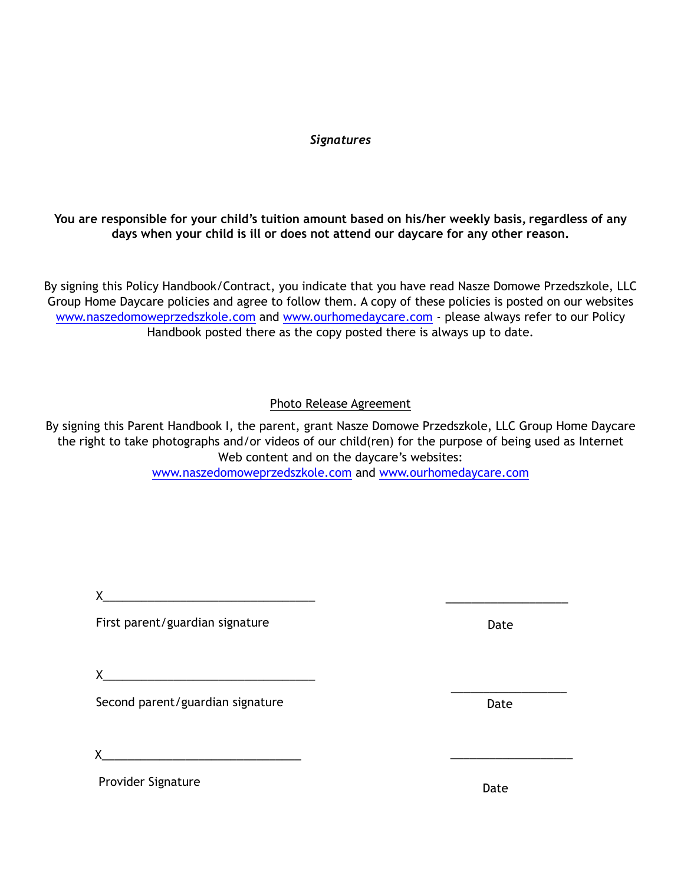*Signatures*

**You are responsible for your child's tuition amount based on his/her weekly basis, regardless of any days when your child is ill or does not attend our daycare for any other reason.**

By signing this Policy Handbook/Contract, you indicate that you have read Nasze Domowe Przedszkole, LLC Group Home Daycare policies and agree to follow them. A copy of these policies is posted on our websites www.naszedomoweprzedszkole.com and www.ourhomedaycare.com - please always refer to our Policy Handbook posted there as the copy posted there is always up to date.

Photo Release Agreement

By signing this Parent Handbook I, the parent, grant Nasze Domowe Przedszkole, LLC Group Home Daycare the right to take photographs and/or videos of our child(ren) for the purpose of being used as Internet Web content and on the daycare's websites: www.naszedomoweprzedszkole.com and www.ourhomedaycare.com

X_________________________________ ___________________

First parent/guardian signature Date

X_________________________________ ___________________

Second parent/guardian signature Date

X_______________________________ ___________________

Provider Signature Date